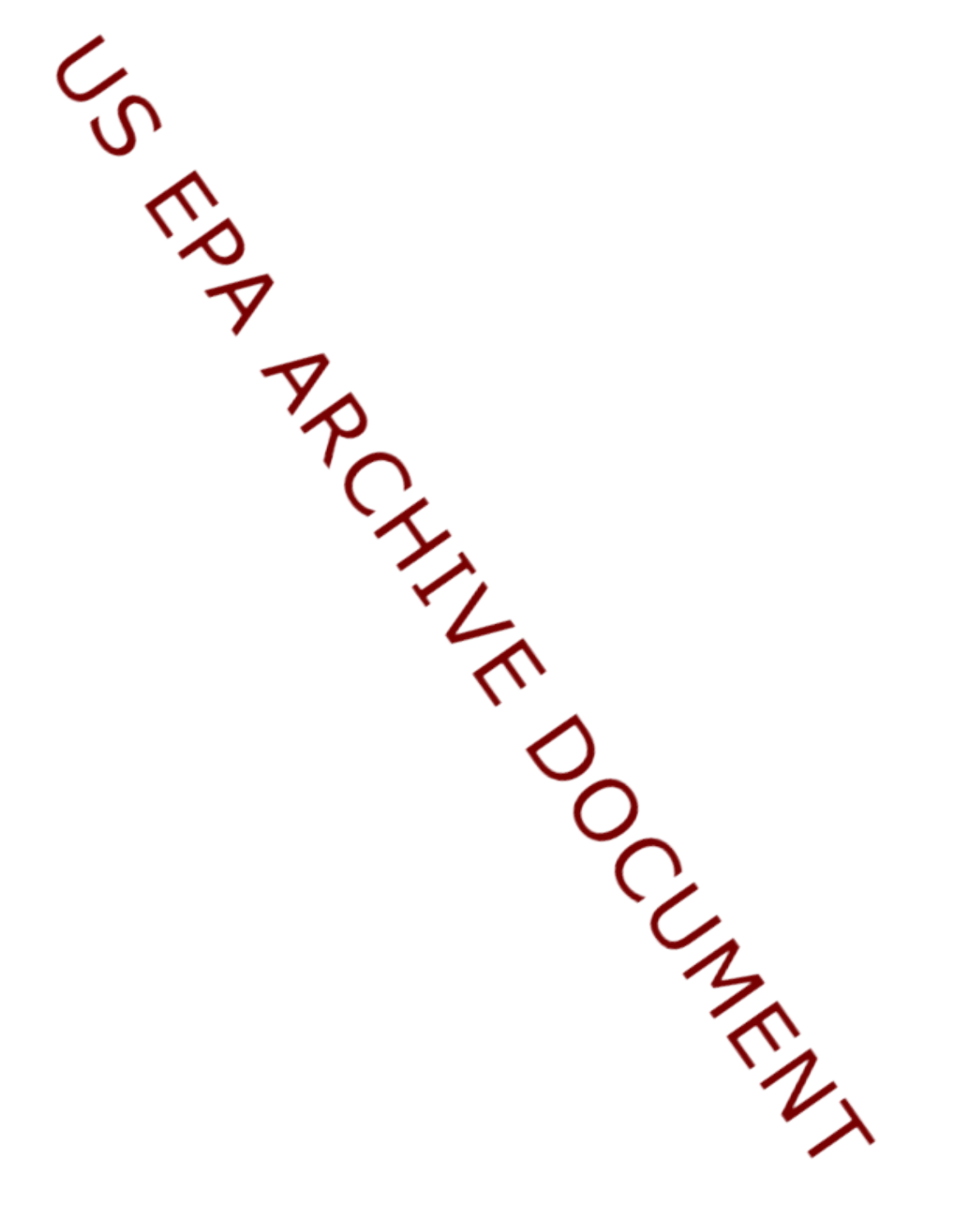US EPA ARCHIVE DOCUMENT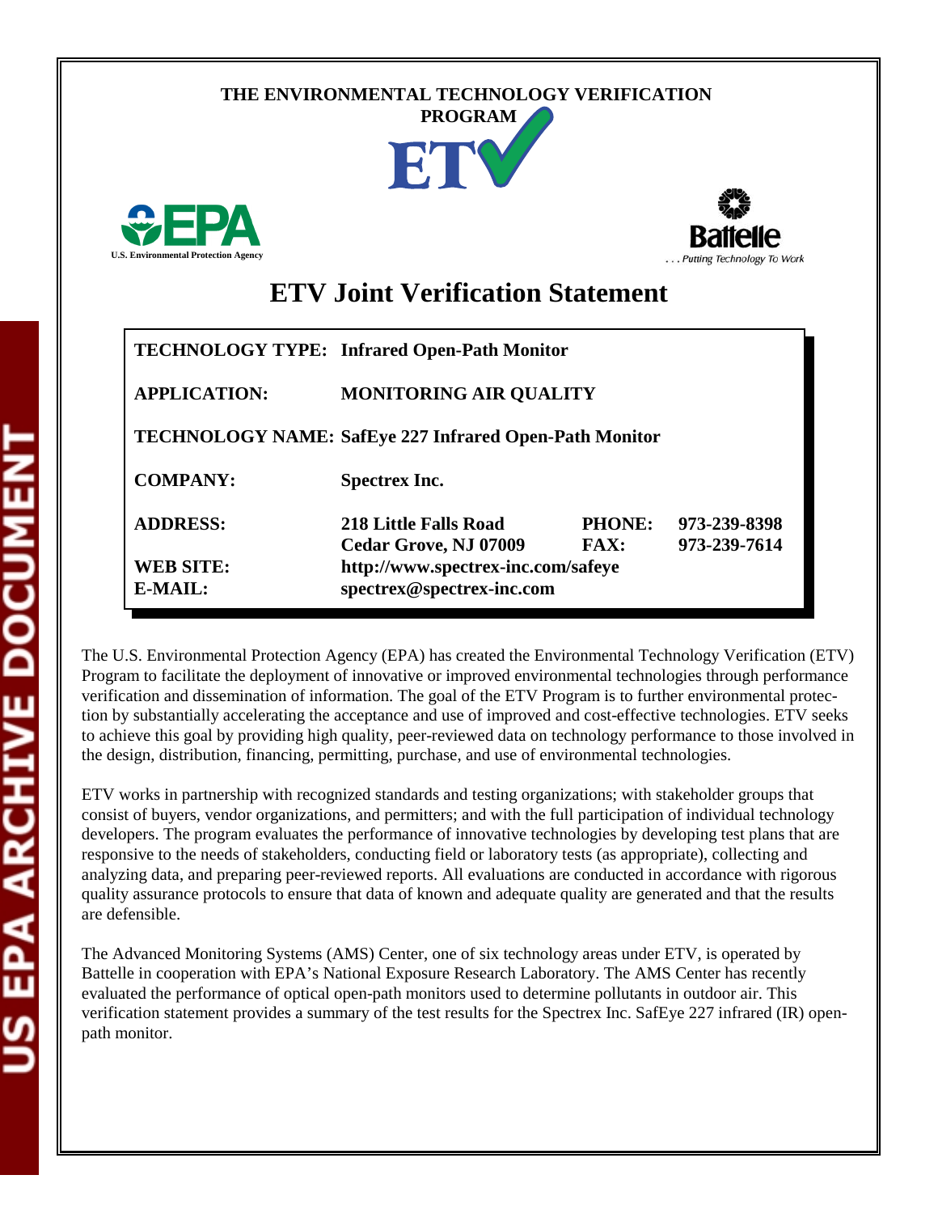THE ENVIRONMENTAL TECHNOLOGY VERIFICATION PROGRAM

ETV

U.S. Environmental Protection Agency

Battelle

. . . Putting Technology To Work

# ETV Joint Verification Statement

| | | | |
|---|---|---|---|
| **TECHNOLOGY TYPE:** | **Infrared Open-Path Monitor** | | |
| **APPLICATION:** | **MONITORING AIR QUALITY** | | |
| **TECHNOLOGY NAME:** | **SafEye 227 Infrared Open-Path Monitor** | | |
| **COMPANY:** | **Spectrex Inc.** | | |
| **ADDRESS:** | **218 Little Falls Road** | **PHONE:** | **973-239-8398** |
| | **Cedar Grove, NJ 07009** | **FAX:** | **973-239-7614** |
| **WEB SITE:** | **http://www.spectrex-inc.com/safeye** | | |
| **E-MAIL:** | **spectrex@spectrex-inc.com** | | |

The U.S. Environmental Protection Agency (EPA) has created the Environmental Technology Verification (ETV) Program to facilitate the deployment of innovative or improved environmental technologies through performance verification and dissemination of information. The goal of the ETV Program is to further environmental protection by substantially accelerating the acceptance and use of improved and cost-effective technologies. ETV seeks to achieve this goal by providing high quality, peer-reviewed data on technology performance to those involved in the design, distribution, financing, permitting, purchase, and use of environmental technologies.

ETV works in partnership with recognized standards and testing organizations; with stakeholder groups that consist of buyers, vendor organizations, and permitters; and with the full participation of individual technology developers. The program evaluates the performance of innovative technologies by developing test plans that are responsive to the needs of stakeholders, conducting field or laboratory tests (as appropriate), collecting and analyzing data, and preparing peer-reviewed reports. All evaluations are conducted in accordance with rigorous quality assurance protocols to ensure that data of known and adequate quality are generated and that the results are defensible.

The Advanced Monitoring Systems (AMS) Center, one of six technology areas under ETV, is operated by Battelle in cooperation with EPA's National Exposure Research Laboratory. The AMS Center has recently evaluated the performance of optical open-path monitors used to determine pollutants in outdoor air. This verification statement provides a summary of the test results for the Spectrex Inc. SafEye 227 infrared (IR) open-path monitor.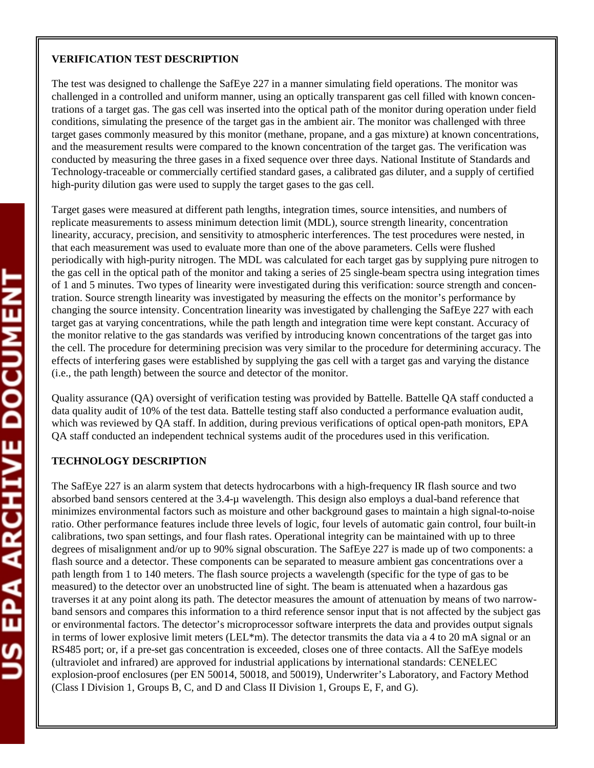## VERIFICATION TEST DESCRIPTION

The test was designed to challenge the SafEye 227 in a manner simulating field operations. The monitor was challenged in a controlled and uniform manner, using an optically transparent gas cell filled with known concentrations of a target gas. The gas cell was inserted into the optical path of the monitor during operation under field conditions, simulating the presence of the target gas in the ambient air. The monitor was challenged with three target gases commonly measured by this monitor (methane, propane, and a gas mixture) at known concentrations, and the measurement results were compared to the known concentration of the target gas. The verification was conducted by measuring the three gases in a fixed sequence over three days. National Institute of Standards and Technology-traceable or commercially certified standard gases, a calibrated gas diluter, and a supply of certified high-purity dilution gas were used to supply the target gases to the gas cell.

Target gases were measured at different path lengths, integration times, source intensities, and numbers of replicate measurements to assess minimum detection limit (MDL), source strength linearity, concentration linearity, accuracy, precision, and sensitivity to atmospheric interferences. The test procedures were nested, in that each measurement was used to evaluate more than one of the above parameters. Cells were flushed periodically with high-purity nitrogen. The MDL was calculated for each target gas by supplying pure nitrogen to the gas cell in the optical path of the monitor and taking a series of 25 single-beam spectra using integration times of 1 and 5 minutes. Two types of linearity were investigated during this verification: source strength and concentration. Source strength linearity was investigated by measuring the effects on the monitor's performance by changing the source intensity. Concentration linearity was investigated by challenging the SafEye 227 with each target gas at varying concentrations, while the path length and integration time were kept constant. Accuracy of the monitor relative to the gas standards was verified by introducing known concentrations of the target gas into the cell. The procedure for determining precision was very similar to the procedure for determining accuracy. The effects of interfering gases were established by supplying the gas cell with a target gas and varying the distance (i.e., the path length) between the source and detector of the monitor.

Quality assurance (QA) oversight of verification testing was provided by Battelle. Battelle QA staff conducted a data quality audit of 10% of the test data. Battelle testing staff also conducted a performance evaluation audit, which was reviewed by QA staff. In addition, during previous verifications of optical open-path monitors, EPA QA staff conducted an independent technical systems audit of the procedures used in this verification.

## TECHNOLOGY DESCRIPTION

The SafEye 227 is an alarm system that detects hydrocarbons with a high-frequency IR flash source and two absorbed band sensors centered at the 3.4-µ wavelength. This design also employs a dual-band reference that minimizes environmental factors such as moisture and other background gases to maintain a high signal-to-noise ratio. Other performance features include three levels of logic, four levels of automatic gain control, four built-in calibrations, two span settings, and four flash rates. Operational integrity can be maintained with up to three degrees of misalignment and/or up to 90% signal obscuration. The SafEye 227 is made up of two components: a flash source and a detector. These components can be separated to measure ambient gas concentrations over a path length from 1 to 140 meters. The flash source projects a wavelength (specific for the type of gas to be measured) to the detector over an unobstructed line of sight. The beam is attenuated when a hazardous gas traverses it at any point along its path. The detector measures the amount of attenuation by means of two narrow-band sensors and compares this information to a third reference sensor input that is not affected by the subject gas or environmental factors. The detector's microprocessor software interprets the data and provides output signals in terms of lower explosive limit meters (LEL*m). The detector transmits the data via a 4 to 20 mA signal or an RS485 port; or, if a pre-set gas concentration is exceeded, closes one of three contacts. All the SafEye models (ultraviolet and infrared) are approved for industrial applications by international standards: CENELEC explosion-proof enclosures (per EN 50014, 50018, and 50019), Underwriter's Laboratory, and Factory Method (Class I Division 1, Groups B, C, and D and Class II Division 1, Groups E, F, and G).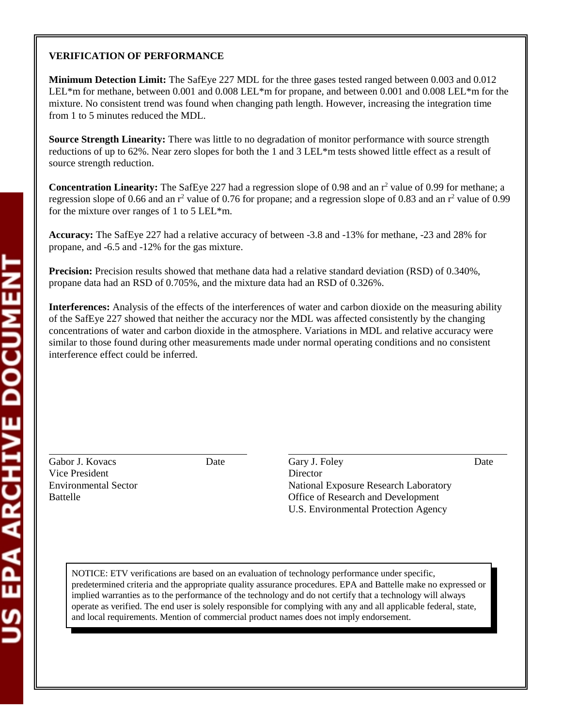**VERIFICATION OF PERFORMANCE**

**Minimum Detection Limit:** The SafEye 227 MDL for the three gases tested ranged between 0.003 and 0.012 LEL*m for methane, between 0.001 and 0.008 LEL*m for propane, and between 0.001 and 0.008 LEL*m for the mixture. No consistent trend was found when changing path length. However, increasing the integration time from 1 to 5 minutes reduced the MDL.

**Source Strength Linearity:** There was little to no degradation of monitor performance with source strength reductions of up to 62%. Near zero slopes for both the 1 and 3 LEL*m tests showed little effect as a result of source strength reduction.

**Concentration Linearity:** The SafEye 227 had a regression slope of 0.98 and an $r^2$ value of 0.99 for methane; a regression slope of 0.66 and an $r^2$ value of 0.76 for propane; and a regression slope of 0.83 and an $r^2$ value of 0.99 for the mixture over ranges of 1 to 5 LEL*m.

**Accuracy:** The SafEye 227 had a relative accuracy of between -3.8 and -13% for methane, -23 and 28% for propane, and -6.5 and -12% for the gas mixture.

**Precision:** Precision results showed that methane data had a relative standard deviation (RSD) of 0.340%, propane data had an RSD of 0.705%, and the mixture data had an RSD of 0.326%.

**Interferences:** Analysis of the effects of the interferences of water and carbon dioxide on the measuring ability of the SafEye 227 showed that neither the accuracy nor the MDL was affected consistently by the changing concentrations of water and carbon dioxide in the atmosphere. Variations in MDL and relative accuracy were similar to those found during other measurements made under normal operating conditions and no consistent interference effect could be inferred.

Gabor J. Kovacs — Date
Vice President
Environmental Sector
Battelle

Gary J. Foley — Date
Director
National Exposure Research Laboratory
Office of Research and Development
U.S. Environmental Protection Agency

NOTICE: ETV verifications are based on an evaluation of technology performance under specific, predetermined criteria and the appropriate quality assurance procedures. EPA and Battelle make no expressed or implied warranties as to the performance of the technology and do not certify that a technology will always operate as verified. The end user is solely responsible for complying with any and all applicable federal, state, and local requirements. Mention of commercial product names does not imply endorsement.